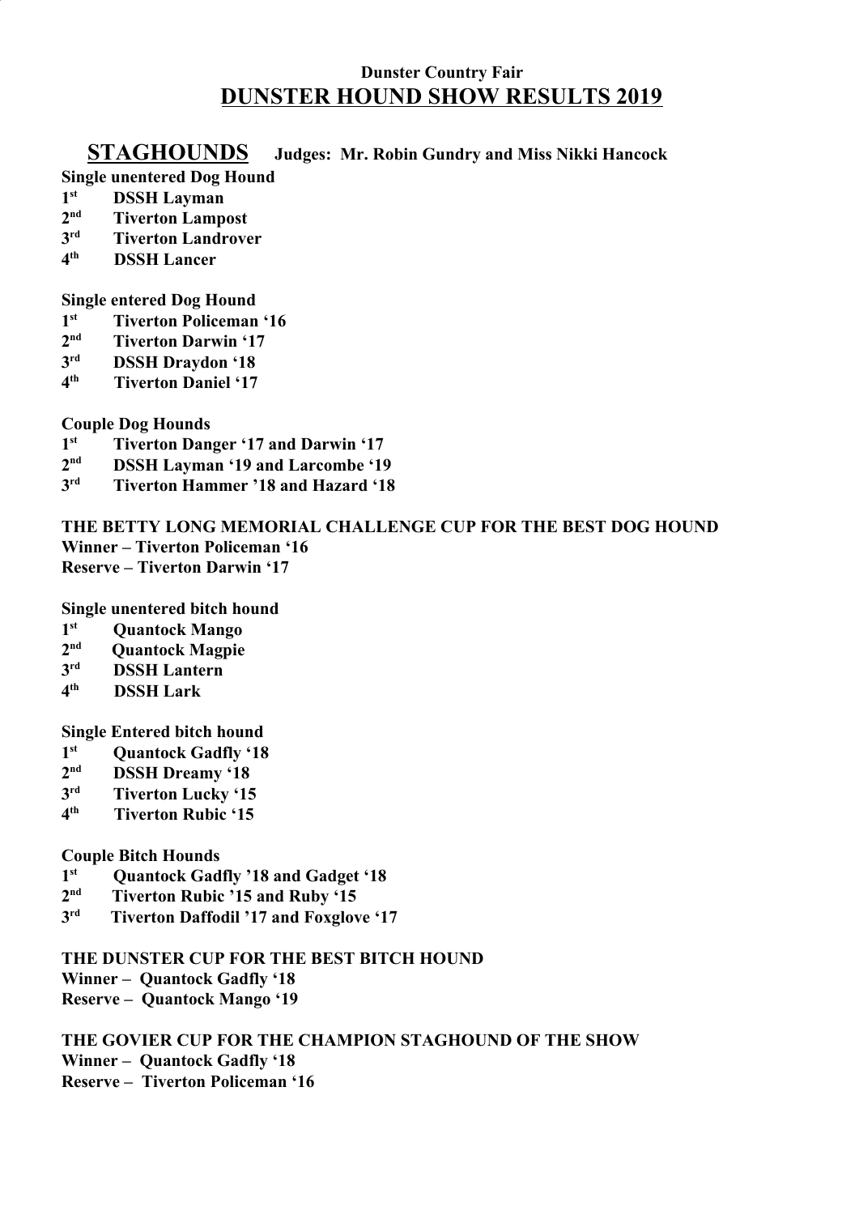**Dunster Country Fair**

# DUNSTER HOUND SHOW RESULTS 2019

## STAGHOUNDS **Judges: Mr. Robin Gundry and Miss Nikki Hancock**

**Single unentered Dog Hound**

1st DSSH Layman
2nd Tiverton Lampost
3rd Tiverton Landrover
4th DSSH Lancer

**Single entered Dog Hound**

1st Tiverton Policeman '16
2nd Tiverton Darwin '17
3rd DSSH Draydon '18
4th Tiverton Daniel '17

**Couple Dog Hounds**

1st Tiverton Danger '17 and Darwin '17
2nd DSSH Layman '19 and Larcombe '19
3rd Tiverton Hammer '18 and Hazard '18

**THE BETTY LONG MEMORIAL CHALLENGE CUP FOR THE BEST DOG HOUND**

Winner – Tiverton Policeman '16
Reserve – Tiverton Darwin '17

**Single unentered bitch hound**

1st Quantock Mango
2nd Quantock Magpie
3rd DSSH Lantern
4th DSSH Lark

**Single Entered bitch hound**

1st Quantock Gadfly '18
2nd DSSH Dreamy '18
3rd Tiverton Lucky '15
4th Tiverton Rubic '15

**Couple Bitch Hounds**

1st Quantock Gadfly '18 and Gadget '18
2nd Tiverton Rubic '15 and Ruby '15
3rd Tiverton Daffodil '17 and Foxglove '17

**THE DUNSTER CUP FOR THE BEST BITCH HOUND**

Winner – Quantock Gadfly '18
Reserve – Quantock Mango '19

**THE GOVIER CUP FOR THE CHAMPION STAGHOUND OF THE SHOW**

Winner – Quantock Gadfly '18
Reserve – Tiverton Policeman '16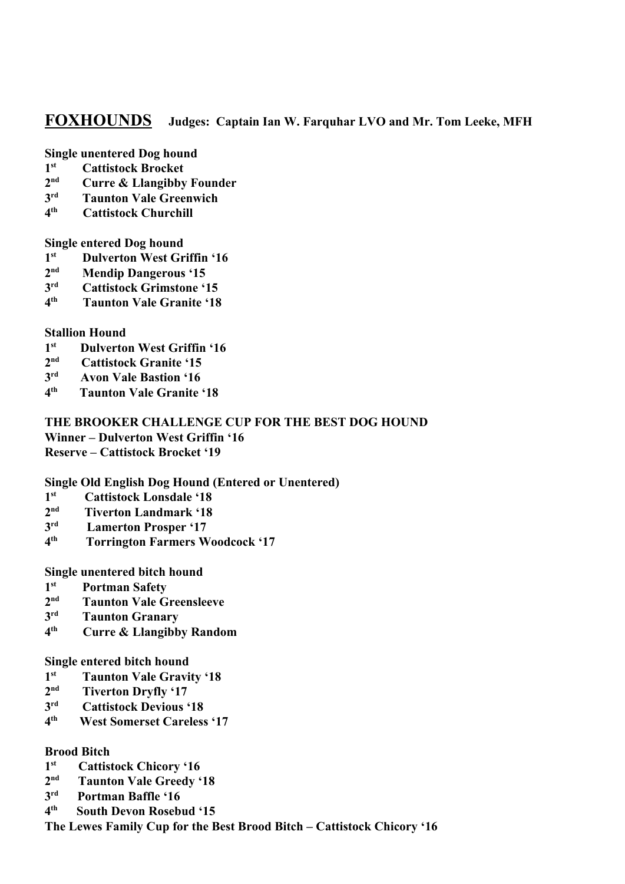## FOXHOUNDS **Judges: Captain Ian W. Farquhar LVO and Mr. Tom Leeke, MFH**

**Single unentered Dog hound**

1st Cattistock Brocket
2nd Curre & Llangibby Founder
3rd Taunton Vale Greenwich
4th Cattistock Churchill

**Single entered Dog hound**

1st Dulverton West Griffin '16
2nd Mendip Dangerous '15
3rd Cattistock Grimstone '15
4th Taunton Vale Granite '18

**Stallion Hound**

1st Dulverton West Griffin '16
2nd Cattistock Granite '15
3rd Avon Vale Bastion '16
4th Taunton Vale Granite '18

**THE BROOKER CHALLENGE CUP FOR THE BEST DOG HOUND**
**Winner – Dulverton West Griffin '16**
**Reserve – Cattistock Brocket '19**

**Single Old English Dog Hound (Entered or Unentered)**

1st Cattistock Lonsdale '18
2nd Tiverton Landmark '18
3rd Lamerton Prosper '17
4th Torrington Farmers Woodcock '17

**Single unentered bitch hound**

1st Portman Safety
2nd Taunton Vale Greensleeve
3rd Taunton Granary
4th Curre & Llangibby Random

**Single entered bitch hound**

1st Taunton Vale Gravity '18
2nd Tiverton Dryfly '17
3rd Cattistock Devious '18
4th West Somerset Careless '17

**Brood Bitch**

1st Cattistock Chicory '16
2nd Taunton Vale Greedy '18
3rd Portman Baffle '16
4th South Devon Rosebud '15

**The Lewes Family Cup for the Best Brood Bitch – Cattistock Chicory '16**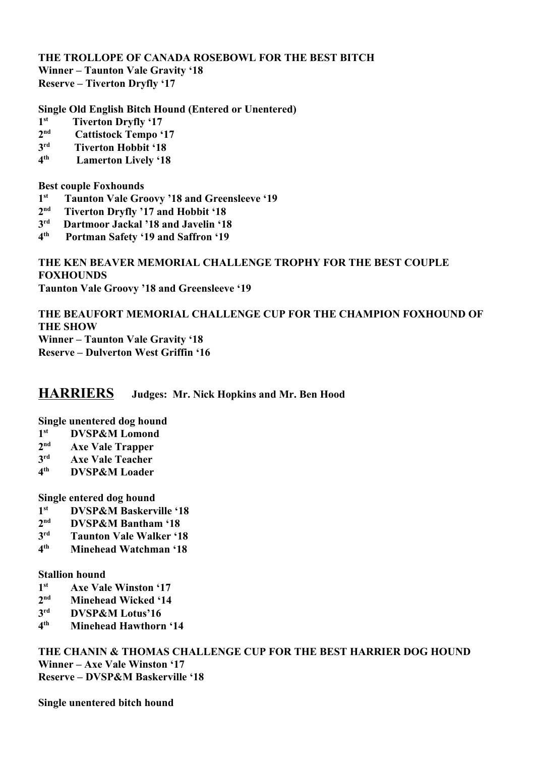**THE TROLLOPE OF CANADA ROSEBOWL FOR THE BEST BITCH**
**Winner – Taunton Vale Gravity '18**
**Reserve – Tiverton Dryfly '17**

**Single Old English Bitch Hound (Entered or Unentered)**

1st Tiverton Dryfly '17
2nd Cattistock Tempo '17
3rd Tiverton Hobbit '18
4th Lamerton Lively '18

**Best couple Foxhounds**

1st Taunton Vale Groovy '18 and Greensleeve '19
2nd Tiverton Dryfly '17 and Hobbit '18
3rd Dartmoor Jackal '18 and Javelin '18
4th Portman Safety '19 and Saffron '19

**THE KEN BEAVER MEMORIAL CHALLENGE TROPHY FOR THE BEST COUPLE FOXHOUNDS**
**Taunton Vale Groovy '18 and Greensleeve '19**

**THE BEAUFORT MEMORIAL CHALLENGE CUP FOR THE CHAMPION FOXHOUND OF THE SHOW**
**Winner – Taunton Vale Gravity '18**
**Reserve – Dulverton West Griffin '16**

## HARRIERS Judges: Mr. Nick Hopkins and Mr. Ben Hood

**Single unentered dog hound**

1st DVSP&M Lomond
2nd Axe Vale Trapper
3rd Axe Vale Teacher
4th DVSP&M Loader

**Single entered dog hound**

1st DVSP&M Baskerville '18
2nd DVSP&M Bantham '18
3rd Taunton Vale Walker '18
4th Minehead Watchman '18

**Stallion hound**

1st Axe Vale Winston '17
2nd Minehead Wicked '14
3rd DVSP&M Lotus'16
4th Minehead Hawthorn '14

**THE CHANIN & THOMAS CHALLENGE CUP FOR THE BEST HARRIER DOG HOUND**
**Winner – Axe Vale Winston '17**
**Reserve – DVSP&M Baskerville '18**

**Single unentered bitch hound**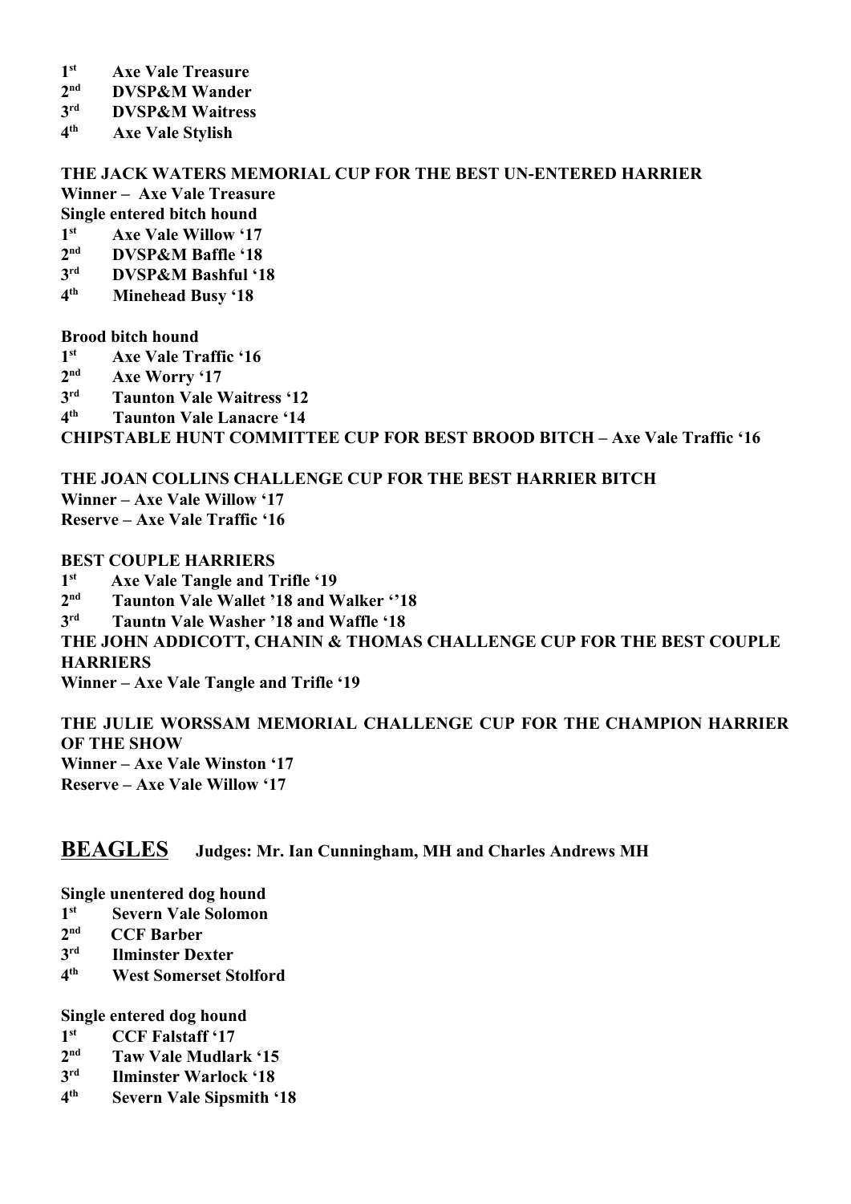**1st Axe Vale Treasure**
**2nd DVSP&M Wander**
**3rd DVSP&M Waitress**
**4th Axe Vale Stylish**

**THE JACK WATERS MEMORIAL CUP FOR THE BEST UN-ENTERED HARRIER**
**Winner – Axe Vale Treasure**
**Single entered bitch hound**
**1st Axe Vale Willow '17**
**2nd DVSP&M Baffle '18**
**3rd DVSP&M Bashful '18**
**4th Minehead Busy '18**

**Brood bitch hound**
**1st Axe Vale Traffic '16**
**2nd Axe Worry '17**
**3rd Taunton Vale Waitress '12**
**4th Taunton Vale Lanacre '14**
**CHIPSTABLE HUNT COMMITTEE CUP FOR BEST BROOD BITCH – Axe Vale Traffic '16**

**THE JOAN COLLINS CHALLENGE CUP FOR THE BEST HARRIER BITCH**
**Winner – Axe Vale Willow '17**
**Reserve – Axe Vale Traffic '16**

**BEST COUPLE HARRIERS**
**1st Axe Vale Tangle and Trifle '19**
**2nd Taunton Vale Wallet '18 and Walker ''18**
**3rd Tauntn Vale Washer '18 and Waffle '18**
**THE JOHN ADDICOTT, CHANIN & THOMAS CHALLENGE CUP FOR THE BEST COUPLE HARRIERS**
**Winner – Axe Vale Tangle and Trifle '19**

**THE JULIE WORSSAM MEMORIAL CHALLENGE CUP FOR THE CHAMPION HARRIER OF THE SHOW**
**Winner – Axe Vale Winston '17**
**Reserve – Axe Vale Willow '17**

## BEAGLES **Judges: Mr. Ian Cunningham, MH and Charles Andrews MH**

**Single unentered dog hound**
**1st Severn Vale Solomon**
**2nd CCF Barber**
**3rd Ilminster Dexter**
**4th West Somerset Stolford**

**Single entered dog hound**
**1st CCF Falstaff '17**
**2nd Taw Vale Mudlark '15**
**3rd Ilminster Warlock '18**
**4th Severn Vale Sipsmith '18**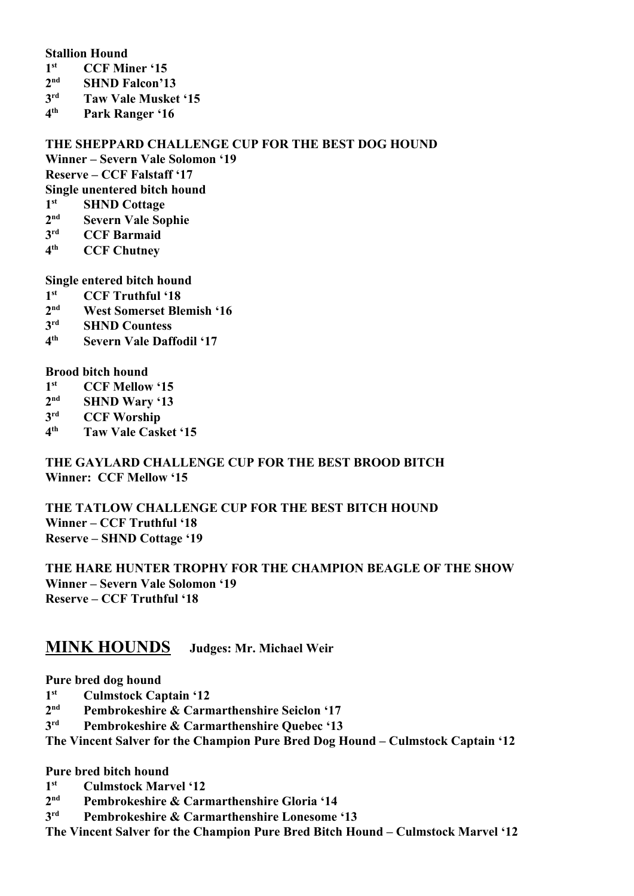**Stallion Hound**

1st CCF Miner '15
2nd SHND Falcon'13
3rd Taw Vale Musket '15
4th Park Ranger '16

**THE SHEPPARD CHALLENGE CUP FOR THE BEST DOG HOUND**
**Winner – Severn Vale Solomon '19**
**Reserve – CCF Falstaff '17**

**Single unentered bitch hound**

1st SHND Cottage
2nd Severn Vale Sophie
3rd CCF Barmaid
4th CCF Chutney

**Single entered bitch hound**

1st CCF Truthful '18
2nd West Somerset Blemish '16
3rd SHND Countess
4th Severn Vale Daffodil '17

**Brood bitch hound**

1st CCF Mellow '15
2nd SHND Wary '13
3rd CCF Worship
4th Taw Vale Casket '15

**THE GAYLARD CHALLENGE CUP FOR THE BEST BROOD BITCH**
**Winner: CCF Mellow '15**

**THE TATLOW CHALLENGE CUP FOR THE BEST BITCH HOUND**
**Winner – CCF Truthful '18**
**Reserve – SHND Cottage '19**

**THE HARE HUNTER TROPHY FOR THE CHAMPION BEAGLE OF THE SHOW**
**Winner – Severn Vale Solomon '19**
**Reserve – CCF Truthful '18**

## MINK HOUNDS Judges: Mr. Michael Weir

**Pure bred dog hound**

1st Culmstock Captain '12
2nd Pembrokeshire & Carmarthenshire Seiclon '17
3rd Pembrokeshire & Carmarthenshire Quebec '13

**The Vincent Salver for the Champion Pure Bred Dog Hound – Culmstock Captain '12**

**Pure bred bitch hound**

1st Culmstock Marvel '12
2nd Pembrokeshire & Carmarthenshire Gloria '14
3rd Pembrokeshire & Carmarthenshire Lonesome '13

**The Vincent Salver for the Champion Pure Bred Bitch Hound – Culmstock Marvel '12**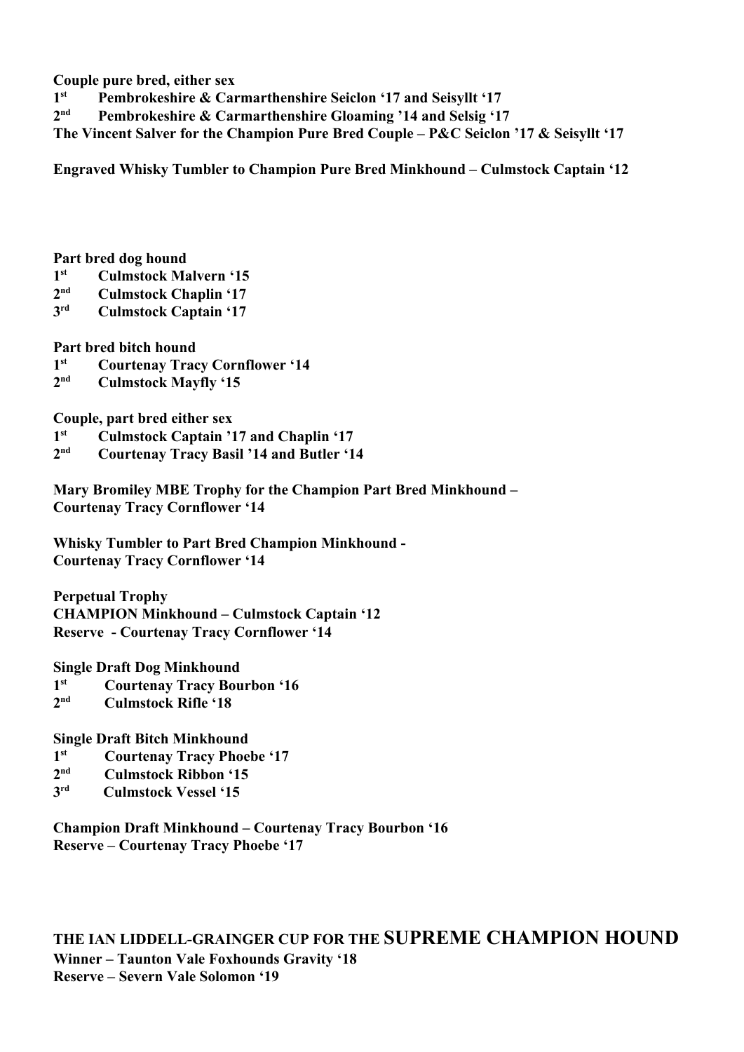**Couple pure bred, either sex**

**1st Pembrokeshire & Carmarthenshire Seiclon '17 and Seisyllt '17**
**2nd Pembrokeshire & Carmarthenshire Gloaming '14 and Selsig '17**

**The Vincent Salver for the Champion Pure Bred Couple – P&C Seiclon '17 & Seisyllt '17**

**Engraved Whisky Tumbler to Champion Pure Bred Minkhound – Culmstock Captain '12**

**Part bred dog hound**

**1st Culmstock Malvern '15**
**2nd Culmstock Chaplin '17**
**3rd Culmstock Captain '17**

**Part bred bitch hound**

**1st Courtenay Tracy Cornflower '14**
**2nd Culmstock Mayfly '15**

**Couple, part bred either sex**

**1st Culmstock Captain '17 and Chaplin '17**
**2nd Courtenay Tracy Basil '14 and Butler '14**

**Mary Bromiley MBE Trophy for the Champion Part Bred Minkhound – Courtenay Tracy Cornflower '14**

**Whisky Tumbler to Part Bred Champion Minkhound - Courtenay Tracy Cornflower '14**

**Perpetual Trophy**
**CHAMPION Minkhound – Culmstock Captain '12**
**Reserve - Courtenay Tracy Cornflower '14**

**Single Draft Dog Minkhound**

**1st Courtenay Tracy Bourbon '16**
**2nd Culmstock Rifle '18**

**Single Draft Bitch Minkhound**

**1st Courtenay Tracy Phoebe '17**
**2nd Culmstock Ribbon '15**
**3rd Culmstock Vessel '15**

**Champion Draft Minkhound – Courtenay Tracy Bourbon '16**
**Reserve – Courtenay Tracy Phoebe '17**

**THE IAN LIDDELL-GRAINGER CUP FOR THE SUPREME CHAMPION HOUND**

**Winner – Taunton Vale Foxhounds Gravity '18**
**Reserve – Severn Vale Solomon '19**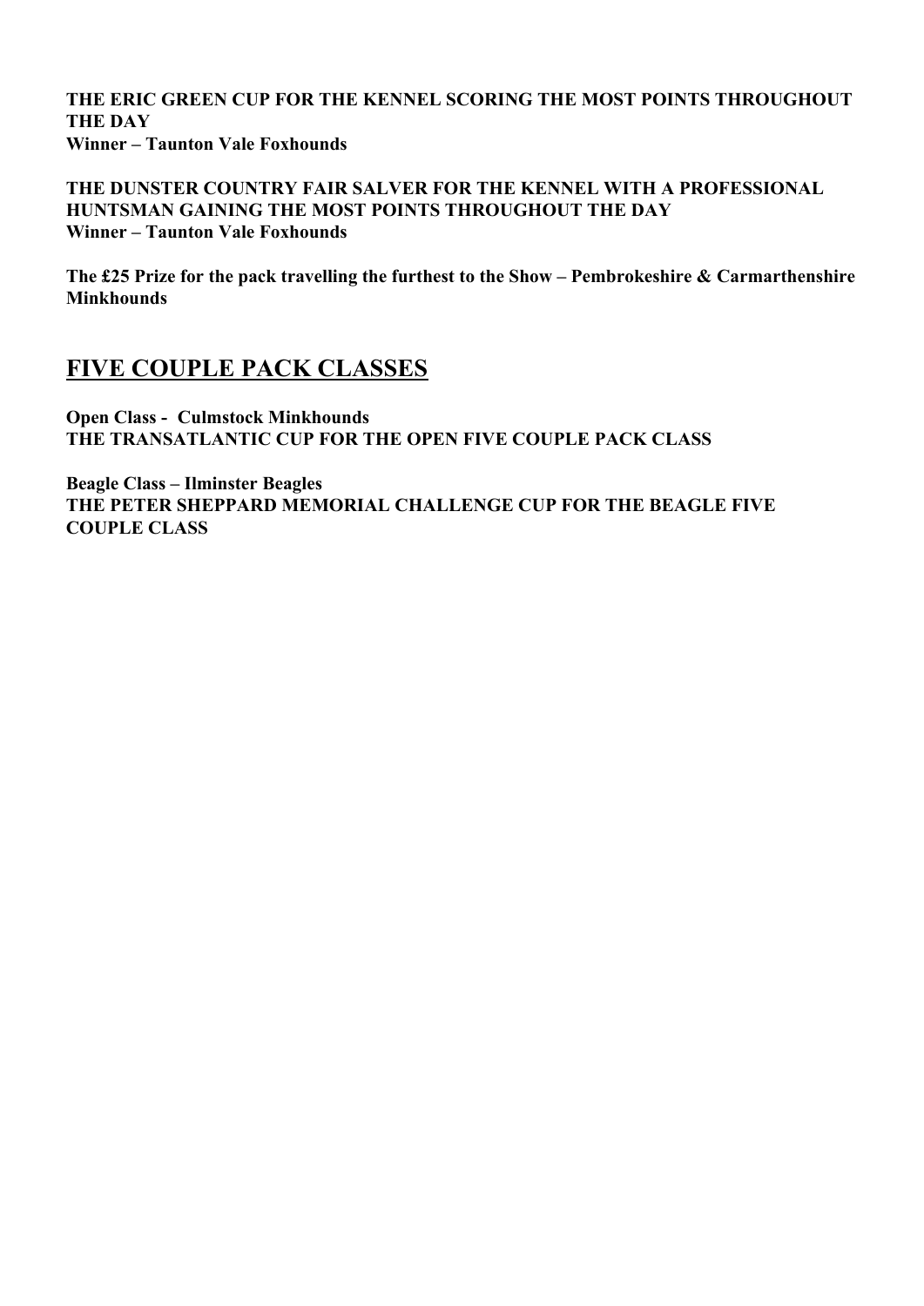**THE ERIC GREEN CUP FOR THE KENNEL SCORING THE MOST POINTS THROUGHOUT THE DAY**
**Winner – Taunton Vale Foxhounds**

**THE DUNSTER COUNTRY FAIR SALVER FOR THE KENNEL WITH A PROFESSIONAL HUNTSMAN GAINING THE MOST POINTS THROUGHOUT THE DAY**
**Winner – Taunton Vale Foxhounds**

**The £25 Prize for the pack travelling the furthest to the Show – Pembrokeshire & Carmarthenshire Minkhounds**

## FIVE COUPLE PACK CLASSES

**Open Class - Culmstock Minkhounds**
**THE TRANSATLANTIC CUP FOR THE OPEN FIVE COUPLE PACK CLASS**

**Beagle Class – Ilminster Beagles**
**THE PETER SHEPPARD MEMORIAL CHALLENGE CUP FOR THE BEAGLE FIVE COUPLE CLASS**